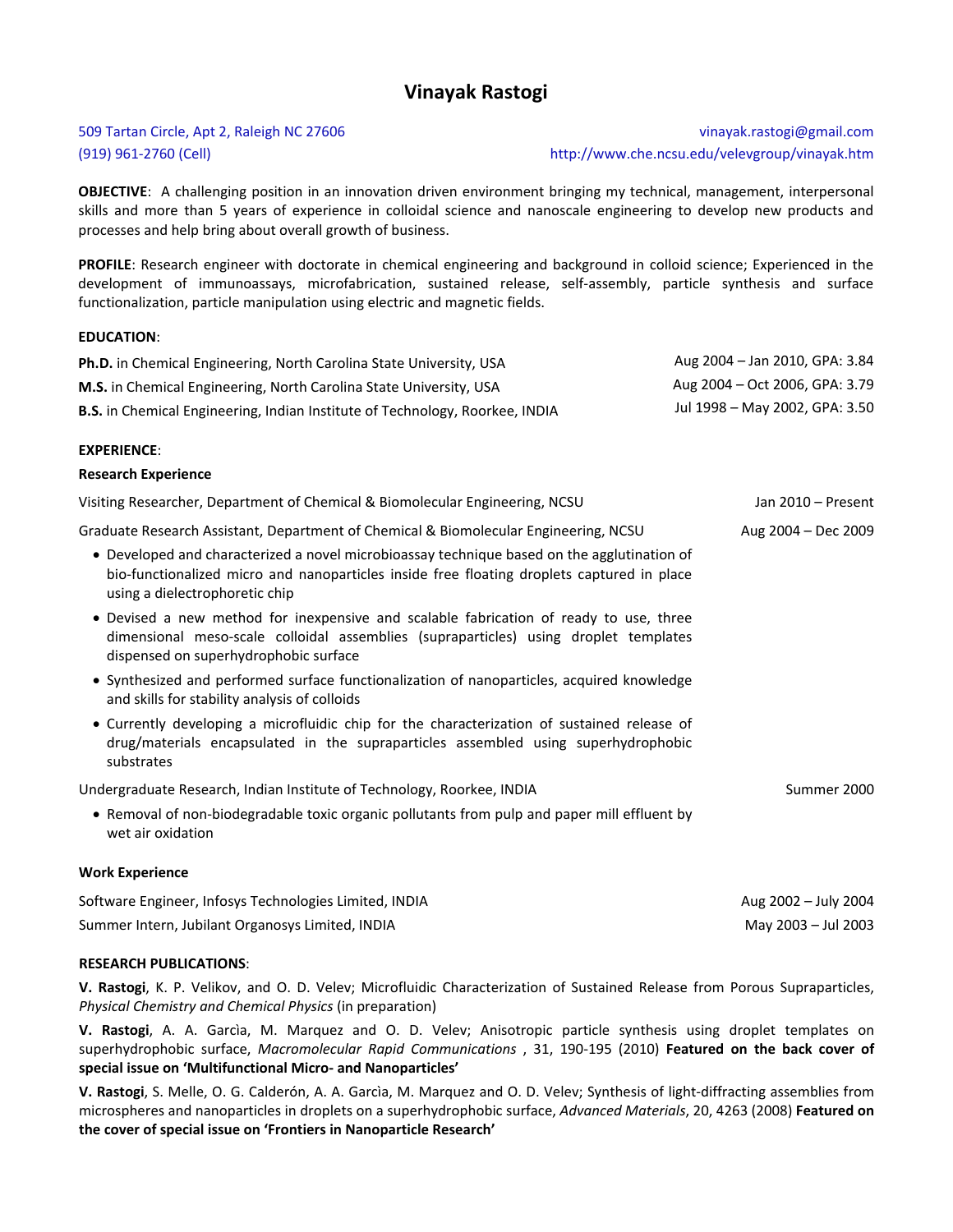# Vinayak Rastogi

509 Tartan Circle, Apt 2, Raleigh NC 27606  
(919) 961-2760 (Cell)

vinayak.rastogi@gmail.com  
http://www.che.ncsu.edu/velevgroup/vinayak.htm

**OBJECTIVE**: A challenging position in an innovation driven environment bringing my technical, management, interpersonal skills and more than 5 years of experience in colloidal science and nanoscale engineering to develop new products and processes and help bring about overall growth of business.

**PROFILE**: Research engineer with doctorate in chemical engineering and background in colloid science; Experienced in the development of immunoassays, microfabrication, sustained release, self-assembly, particle synthesis and surface functionalization, particle manipulation using electric and magnetic fields.

**EDUCATION**:

**Ph.D.** in Chemical Engineering, North Carolina State University, USA — Aug 2004 – Jan 2010, GPA: 3.84

**M.S.** in Chemical Engineering, North Carolina State University, USA — Aug 2004 – Oct 2006, GPA: 3.79

**B.S.** in Chemical Engineering, Indian Institute of Technology, Roorkee, INDIA — Jul 1998 – May 2002, GPA: 3.50

**EXPERIENCE**:

**Research Experience**

Visiting Researcher, Department of Chemical & Biomolecular Engineering, NCSU — Jan 2010 – Present

Graduate Research Assistant, Department of Chemical & Biomolecular Engineering, NCSU — Aug 2004 – Dec 2009

- Developed and characterized a novel microbioassay technique based on the agglutination of bio-functionalized micro and nanoparticles inside free floating droplets captured in place using a dielectrophoretic chip
- Devised a new method for inexpensive and scalable fabrication of ready to use, three dimensional meso-scale colloidal assemblies (supraparticles) using droplet templates dispensed on superhydrophobic surface
- Synthesized and performed surface functionalization of nanoparticles, acquired knowledge and skills for stability analysis of colloids
- Currently developing a microfluidic chip for the characterization of sustained release of drug/materials encapsulated in the supraparticles assembled using superhydrophobic substrates

Undergraduate Research, Indian Institute of Technology, Roorkee, INDIA — Summer 2000

- Removal of non-biodegradable toxic organic pollutants from pulp and paper mill effluent by wet air oxidation

**Work Experience**

Software Engineer, Infosys Technologies Limited, INDIA — Aug 2002 – July 2004

Summer Intern, Jubilant Organosys Limited, INDIA — May 2003 – Jul 2003

**RESEARCH PUBLICATIONS**:

**V. Rastogi**, K. P. Velikov, and O. D. Velev; Microfluidic Characterization of Sustained Release from Porous Supraparticles, *Physical Chemistry and Chemical Physics* (in preparation)

**V. Rastogi**, A. A. Garcìa, M. Marquez and O. D. Velev; Anisotropic particle synthesis using droplet templates on superhydrophobic surface, *Macromolecular Rapid Communications* , 31, 190-195 (2010) **Featured on the back cover of special issue on 'Multifunctional Micro- and Nanoparticles'**

**V. Rastogi**, S. Melle, O. G. Calderón, A. A. Garcìa, M. Marquez and O. D. Velev; Synthesis of light-diffracting assemblies from microspheres and nanoparticles in droplets on a superhydrophobic surface, *Advanced Materials*, 20, 4263 (2008) **Featured on the cover of special issue on 'Frontiers in Nanoparticle Research'**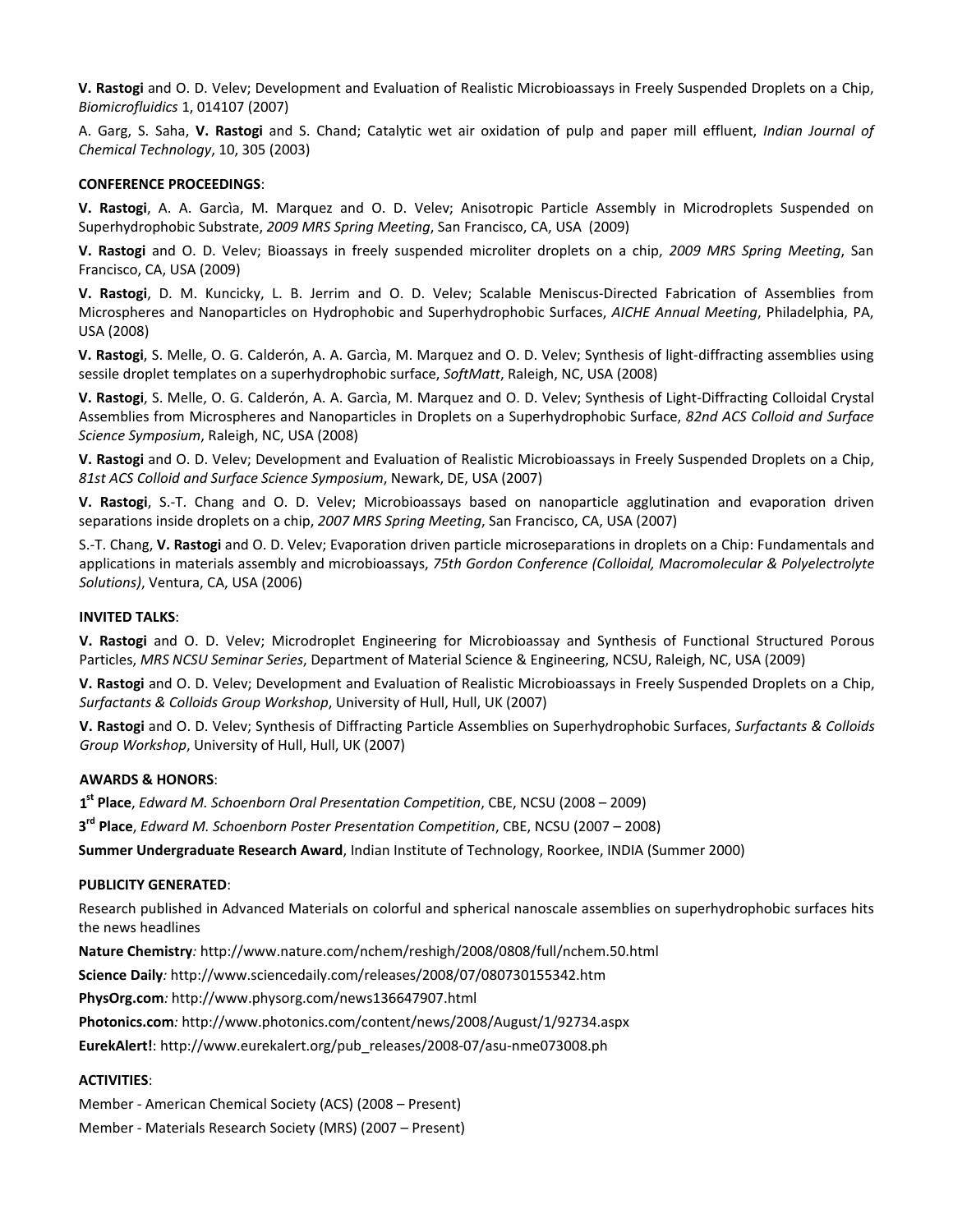**V. Rastogi** and O. D. Velev; Development and Evaluation of Realistic Microbioassays in Freely Suspended Droplets on a Chip, *Biomicrofluidics* 1, 014107 (2007)

A. Garg, S. Saha, **V. Rastogi** and S. Chand; Catalytic wet air oxidation of pulp and paper mill effluent, *Indian Journal of Chemical Technology*, 10, 305 (2003)

**CONFERENCE PROCEEDINGS**:

**V. Rastogi**, A. A. Garcìa, M. Marquez and O. D. Velev; Anisotropic Particle Assembly in Microdroplets Suspended on Superhydrophobic Substrate, *2009 MRS Spring Meeting*, San Francisco, CA, USA (2009)

**V. Rastogi** and O. D. Velev; Bioassays in freely suspended microliter droplets on a chip, *2009 MRS Spring Meeting*, San Francisco, CA, USA (2009)

**V. Rastogi**, D. M. Kuncicky, L. B. Jerrim and O. D. Velev; Scalable Meniscus-Directed Fabrication of Assemblies from Microspheres and Nanoparticles on Hydrophobic and Superhydrophobic Surfaces, *AICHE Annual Meeting*, Philadelphia, PA, USA (2008)

**V. Rastogi**, S. Melle, O. G. Calderón, A. A. Garcìa, M. Marquez and O. D. Velev; Synthesis of light-diffracting assemblies using sessile droplet templates on a superhydrophobic surface, *SoftMatt*, Raleigh, NC, USA (2008)

**V. Rastogi**, S. Melle, O. G. Calderón, A. A. Garcìa, M. Marquez and O. D. Velev; Synthesis of Light-Diffracting Colloidal Crystal Assemblies from Microspheres and Nanoparticles in Droplets on a Superhydrophobic Surface, *82nd ACS Colloid and Surface Science Symposium*, Raleigh, NC, USA (2008)

**V. Rastogi** and O. D. Velev; Development and Evaluation of Realistic Microbioassays in Freely Suspended Droplets on a Chip, *81st ACS Colloid and Surface Science Symposium*, Newark, DE, USA (2007)

**V. Rastogi**, S.-T. Chang and O. D. Velev; Microbioassays based on nanoparticle agglutination and evaporation driven separations inside droplets on a chip, *2007 MRS Spring Meeting*, San Francisco, CA, USA (2007)

S.-T. Chang, **V. Rastogi** and O. D. Velev; Evaporation driven particle microseparations in droplets on a Chip: Fundamentals and applications in materials assembly and microbioassays, *75th Gordon Conference (Colloidal, Macromolecular & Polyelectrolyte Solutions)*, Ventura, CA, USA (2006)

**INVITED TALKS**:

**V. Rastogi** and O. D. Velev; Microdroplet Engineering for Microbioassay and Synthesis of Functional Structured Porous Particles, *MRS NCSU Seminar Series*, Department of Material Science & Engineering, NCSU, Raleigh, NC, USA (2009)

**V. Rastogi** and O. D. Velev; Development and Evaluation of Realistic Microbioassays in Freely Suspended Droplets on a Chip, *Surfactants & Colloids Group Workshop*, University of Hull, Hull, UK (2007)

**V. Rastogi** and O. D. Velev; Synthesis of Diffracting Particle Assemblies on Superhydrophobic Surfaces, *Surfactants & Colloids Group Workshop*, University of Hull, Hull, UK (2007)

**AWARDS & HONORS**:

**1st Place**, *Edward M. Schoenborn Oral Presentation Competition*, CBE, NCSU (2008 – 2009)

**3rd Place**, *Edward M. Schoenborn Poster Presentation Competition*, CBE, NCSU (2007 – 2008)

**Summer Undergraduate Research Award**, Indian Institute of Technology, Roorkee, INDIA (Summer 2000)

**PUBLICITY GENERATED**:

Research published in Advanced Materials on colorful and spherical nanoscale assemblies on superhydrophobic surfaces hits the news headlines

**Nature Chemistry***:* http://www.nature.com/nchem/reshigh/2008/0808/full/nchem.50.html

**Science Daily***:* http://www.sciencedaily.com/releases/2008/07/080730155342.htm

**PhysOrg.com***:* http://www.physorg.com/news136647907.html

**Photonics.com***:* http://www.photonics.com/content/news/2008/August/1/92734.aspx

**EurekAlert!**: http://www.eurekalert.org/pub_releases/2008-07/asu-nme073008.ph

**ACTIVITIES**:

Member - American Chemical Society (ACS) (2008 – Present)

Member - Materials Research Society (MRS) (2007 – Present)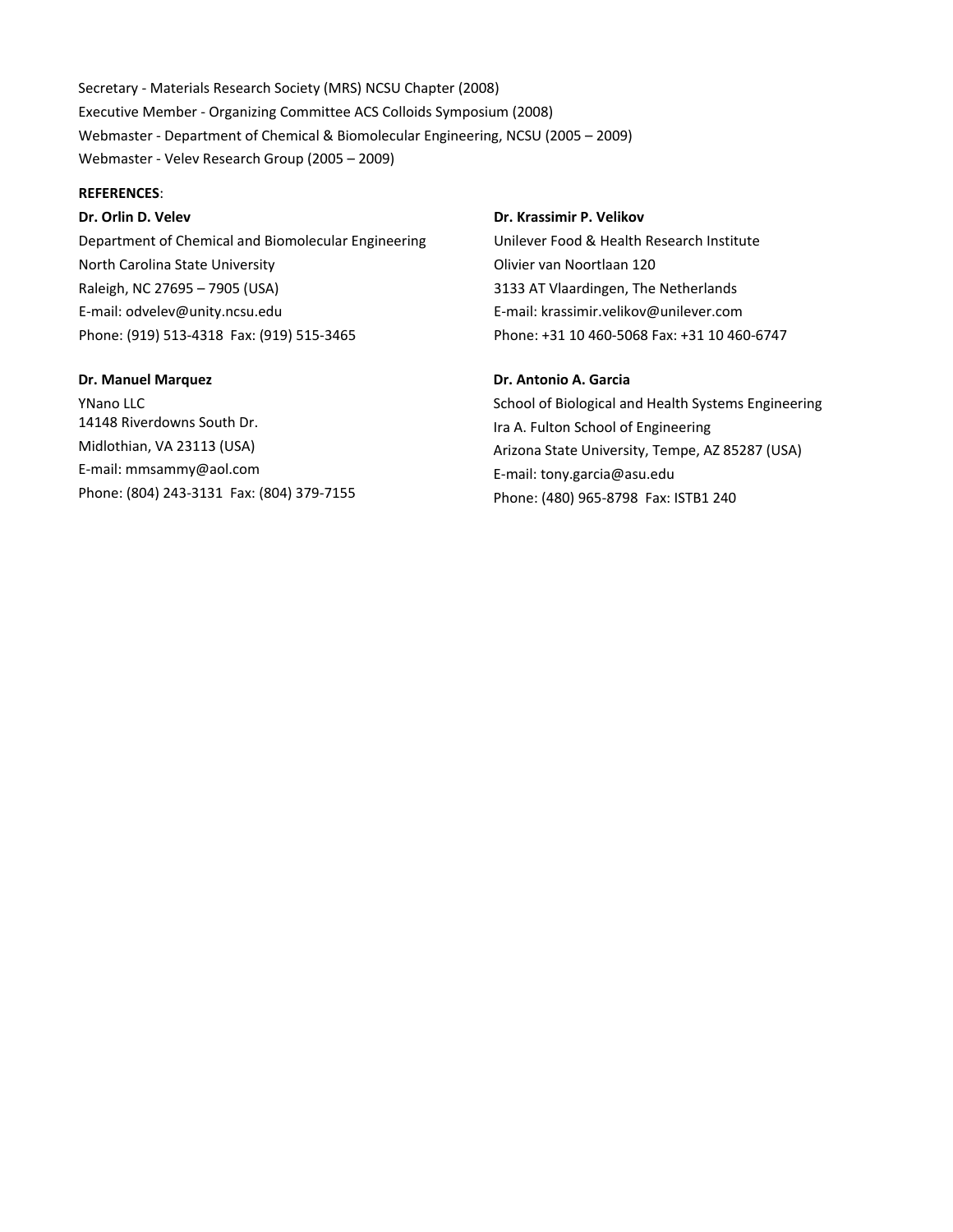Secretary - Materials Research Society (MRS) NCSU Chapter (2008)
Executive Member - Organizing Committee ACS Colloids Symposium (2008)
Webmaster - Department of Chemical & Biomolecular Engineering, NCSU (2005 – 2009)
Webmaster - Velev Research Group (2005 – 2009)

**REFERENCES**:

**Dr. Orlin D. Velev**
Department of Chemical and Biomolecular Engineering
North Carolina State University
Raleigh, NC 27695 – 7905 (USA)
E-mail: odvelev@unity.ncsu.edu
Phone: (919) 513-4318 Fax: (919) 515-3465

**Dr. Manuel Marquez**
YNano LLC
14148 Riverdowns South Dr.
Midlothian, VA 23113 (USA)
E-mail: mmsammy@aol.com
Phone: (804) 243-3131 Fax: (804) 379-7155

**Dr. Krassimir P. Velikov**
Unilever Food & Health Research Institute
Olivier van Noortlaan 120
3133 AT Vlaardingen, The Netherlands
E-mail: krassimir.velikov@unilever.com
Phone: +31 10 460-5068 Fax: +31 10 460-6747

**Dr. Antonio A. Garcia**
School of Biological and Health Systems Engineering
Ira A. Fulton School of Engineering
Arizona State University, Tempe, AZ 85287 (USA)
E-mail: tony.garcia@asu.edu
Phone: (480) 965-8798 Fax: ISTB1 240